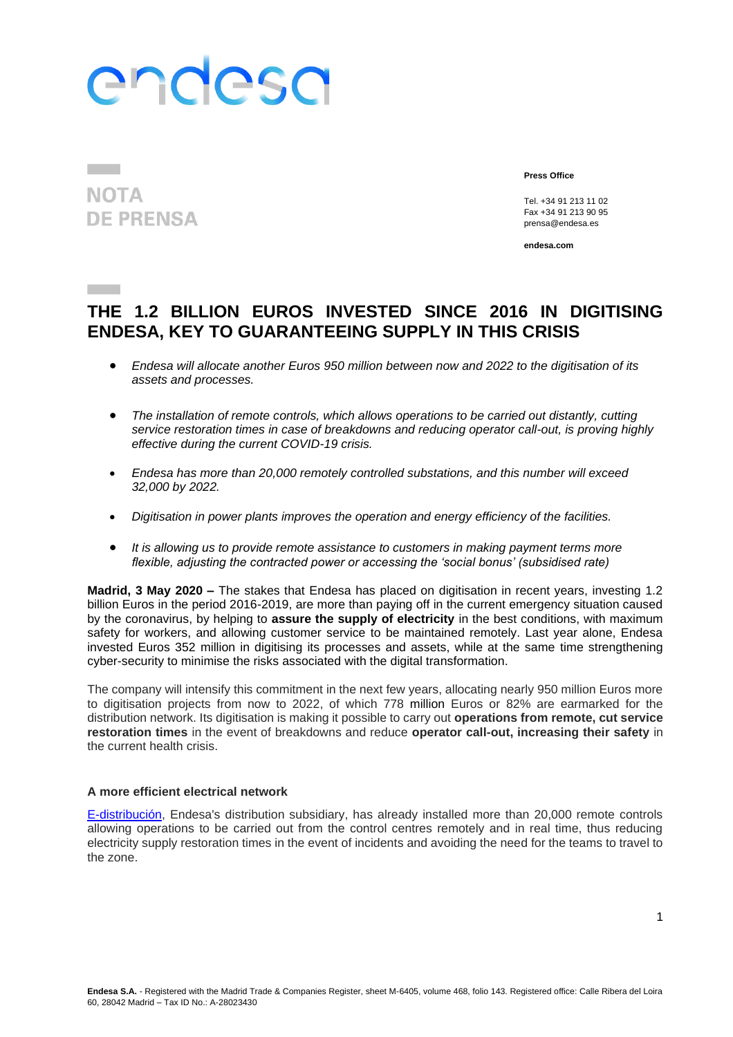NOTA DE PRENSA

**Press Office**

Tel. +34 91 213 11 02
Fax +34 91 213 90 95
prensa@endesa.es

**endesa.com**

# THE 1.2 BILLION EUROS INVESTED SINCE 2016 IN DIGITISING ENDESA, KEY TO GUARANTEEING SUPPLY IN THIS CRISIS

- *Endesa will allocate another Euros 950 million between now and 2022 to the digitisation of its assets and processes.*
- *The installation of remote controls, which allows operations to be carried out distantly, cutting service restoration times in case of breakdowns and reducing operator call-out, is proving highly effective during the current COVID-19 crisis.*
- *Endesa has more than 20,000 remotely controlled substations, and this number will exceed 32,000 by 2022.*
- *Digitisation in power plants improves the operation and energy efficiency of the facilities.*
- *It is allowing us to provide remote assistance to customers in making payment terms more flexible, adjusting the contracted power or accessing the 'social bonus' (subsidised rate)*

**Madrid, 3 May 2020 –** The stakes that Endesa has placed on digitisation in recent years, investing 1.2 billion Euros in the period 2016-2019, are more than paying off in the current emergency situation caused by the coronavirus, by helping to **assure the supply of electricity** in the best conditions, with maximum safety for workers, and allowing customer service to be maintained remotely. Last year alone, Endesa invested Euros 352 million in digitising its processes and assets, while at the same time strengthening cyber-security to minimise the risks associated with the digital transformation.

The company will intensify this commitment in the next few years, allocating nearly 950 million Euros more to digitisation projects from now to 2022, of which 778 million Euros or 82% are earmarked for the distribution network. Its digitisation is making it possible to carry out **operations from remote, cut service restoration times** in the event of breakdowns and reduce **operator call-out, increasing their safety** in the current health crisis.

### A more efficient electrical network

E-distribución, Endesa's distribution subsidiary, has already installed more than 20,000 remote controls allowing operations to be carried out from the control centres remotely and in real time, thus reducing electricity supply restoration times in the event of incidents and avoiding the need for the teams to travel to the zone.

**Endesa S.A.** - Registered with the Madrid Trade & Companies Register, sheet M-6405, volume 468, folio 143. Registered office: Calle Ribera del Loira 60, 28042 Madrid – Tax ID No.: A-28023430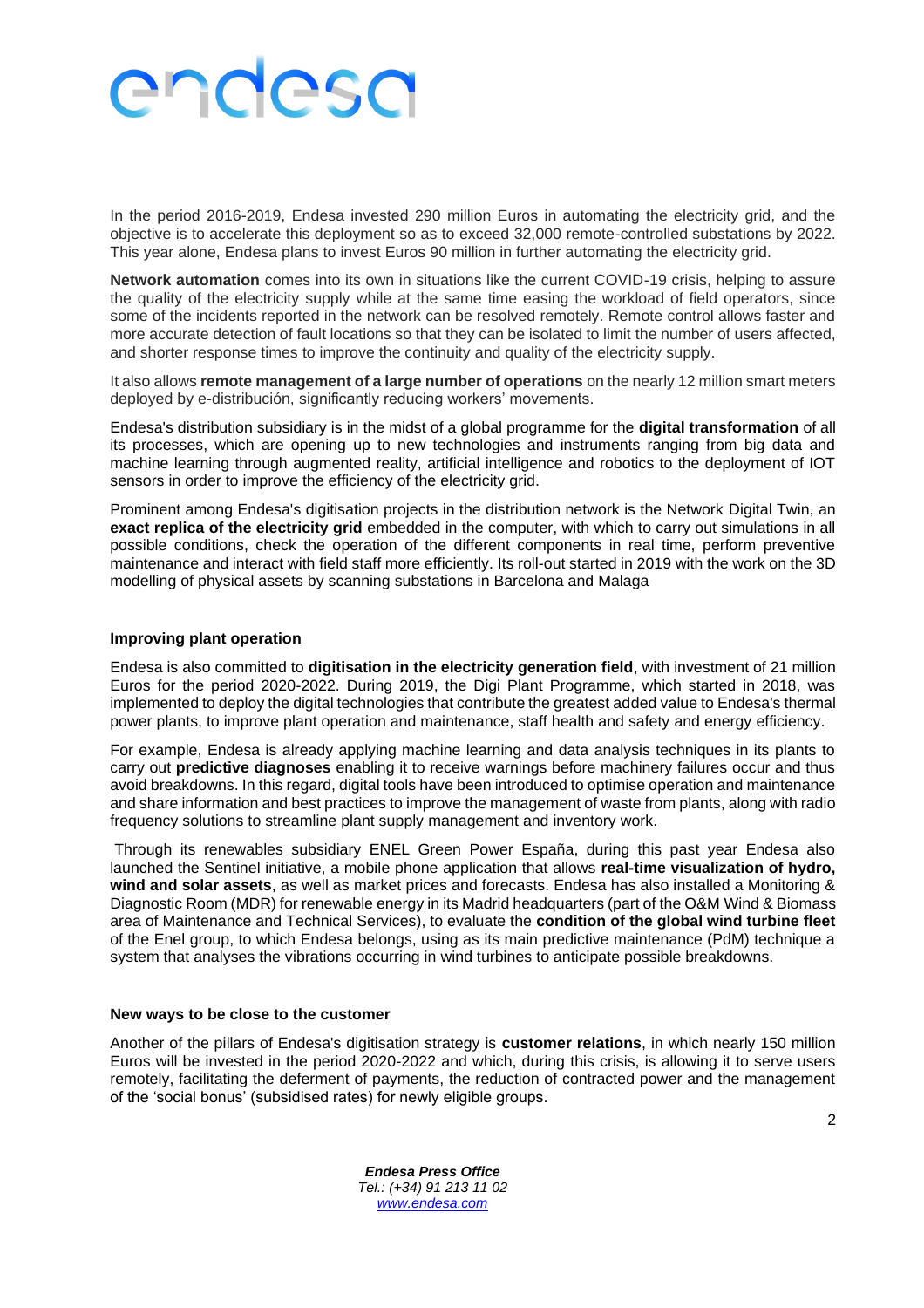In the period 2016-2019, Endesa invested 290 million Euros in automating the electricity grid, and the objective is to accelerate this deployment so as to exceed 32,000 remote-controlled substations by 2022. This year alone, Endesa plans to invest Euros 90 million in further automating the electricity grid.

**Network automation** comes into its own in situations like the current COVID-19 crisis, helping to assure the quality of the electricity supply while at the same time easing the workload of field operators, since some of the incidents reported in the network can be resolved remotely. Remote control allows faster and more accurate detection of fault locations so that they can be isolated to limit the number of users affected, and shorter response times to improve the continuity and quality of the electricity supply.

It also allows **remote management of a large number of operations** on the nearly 12 million smart meters deployed by e-distribución, significantly reducing workers' movements.

Endesa's distribution subsidiary is in the midst of a global programme for the **digital transformation** of all its processes, which are opening up to new technologies and instruments ranging from big data and machine learning through augmented reality, artificial intelligence and robotics to the deployment of IOT sensors in order to improve the efficiency of the electricity grid.

Prominent among Endesa's digitisation projects in the distribution network is the Network Digital Twin, an **exact replica of the electricity grid** embedded in the computer, with which to carry out simulations in all possible conditions, check the operation of the different components in real time, perform preventive maintenance and interact with field staff more efficiently. Its roll-out started in 2019 with the work on the 3D modelling of physical assets by scanning substations in Barcelona and Malaga

### Improving plant operation

Endesa is also committed to **digitisation in the electricity generation field**, with investment of 21 million Euros for the period 2020-2022. During 2019, the Digi Plant Programme, which started in 2018, was implemented to deploy the digital technologies that contribute the greatest added value to Endesa's thermal power plants, to improve plant operation and maintenance, staff health and safety and energy efficiency.

For example, Endesa is already applying machine learning and data analysis techniques in its plants to carry out **predictive diagnoses** enabling it to receive warnings before machinery failures occur and thus avoid breakdowns. In this regard, digital tools have been introduced to optimise operation and maintenance and share information and best practices to improve the management of waste from plants, along with radio frequency solutions to streamline plant supply management and inventory work.

Through its renewables subsidiary ENEL Green Power España, during this past year Endesa also launched the Sentinel initiative, a mobile phone application that allows **real-time visualization of hydro, wind and solar assets**, as well as market prices and forecasts. Endesa has also installed a Monitoring & Diagnostic Room (MDR) for renewable energy in its Madrid headquarters (part of the O&M Wind & Biomass area of Maintenance and Technical Services), to evaluate the **condition of the global wind turbine fleet** of the Enel group, to which Endesa belongs, using as its main predictive maintenance (PdM) technique a system that analyses the vibrations occurring in wind turbines to anticipate possible breakdowns.

### New ways to be close to the customer

Another of the pillars of Endesa's digitisation strategy is **customer relations**, in which nearly 150 million Euros will be invested in the period 2020-2022 and which, during this crisis, is allowing it to serve users remotely, facilitating the deferment of payments, the reduction of contracted power and the management of the 'social bonus' (subsidised rates) for newly eligible groups.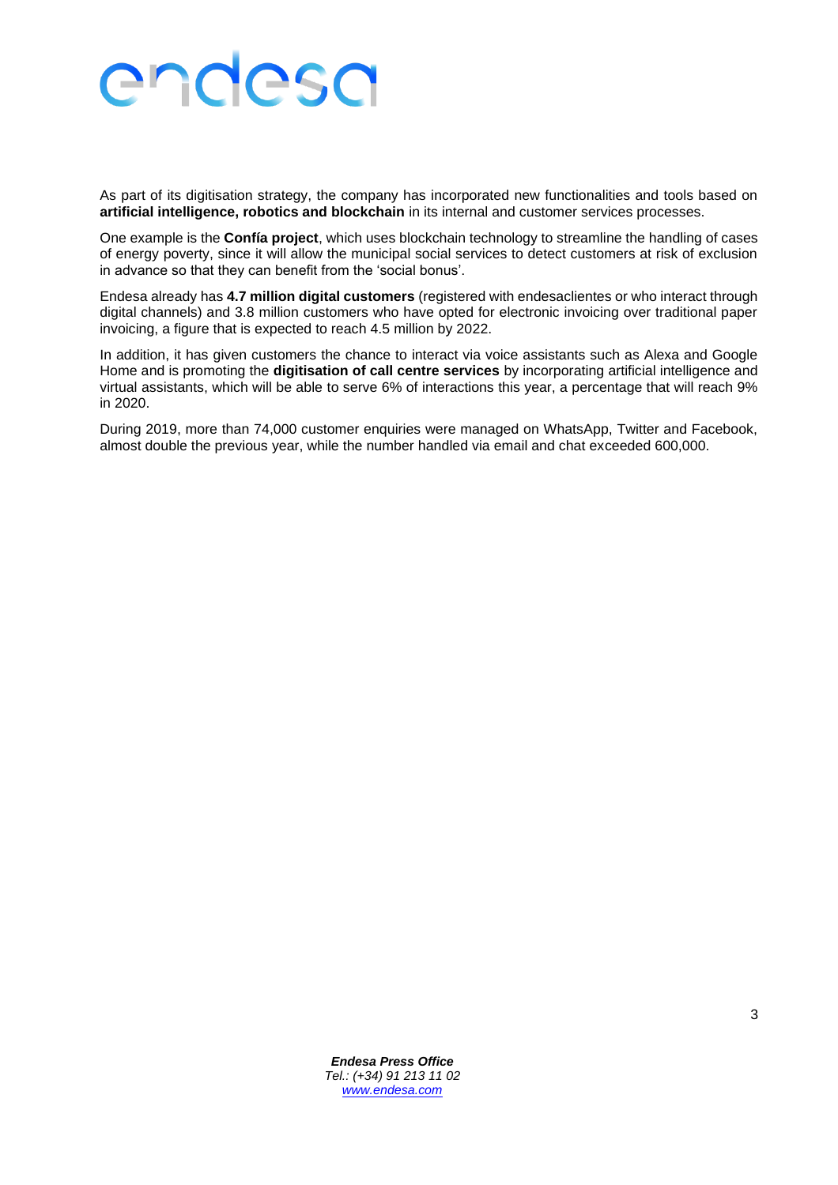As part of its digitisation strategy, the company has incorporated new functionalities and tools based on **artificial intelligence, robotics and blockchain** in its internal and customer services processes.

One example is the **Confía project**, which uses blockchain technology to streamline the handling of cases of energy poverty, since it will allow the municipal social services to detect customers at risk of exclusion in advance so that they can benefit from the 'social bonus'.

Endesa already has **4.7 million digital customers** (registered with endesaclientes or who interact through digital channels) and 3.8 million customers who have opted for electronic invoicing over traditional paper invoicing, a figure that is expected to reach 4.5 million by 2022.

In addition, it has given customers the chance to interact via voice assistants such as Alexa and Google Home and is promoting the **digitisation of call centre services** by incorporating artificial intelligence and virtual assistants, which will be able to serve 6% of interactions this year, a percentage that will reach 9% in 2020.

During 2019, more than 74,000 customer enquiries were managed on WhatsApp, Twitter and Facebook, almost double the previous year, while the number handled via email and chat exceeded 600,000.